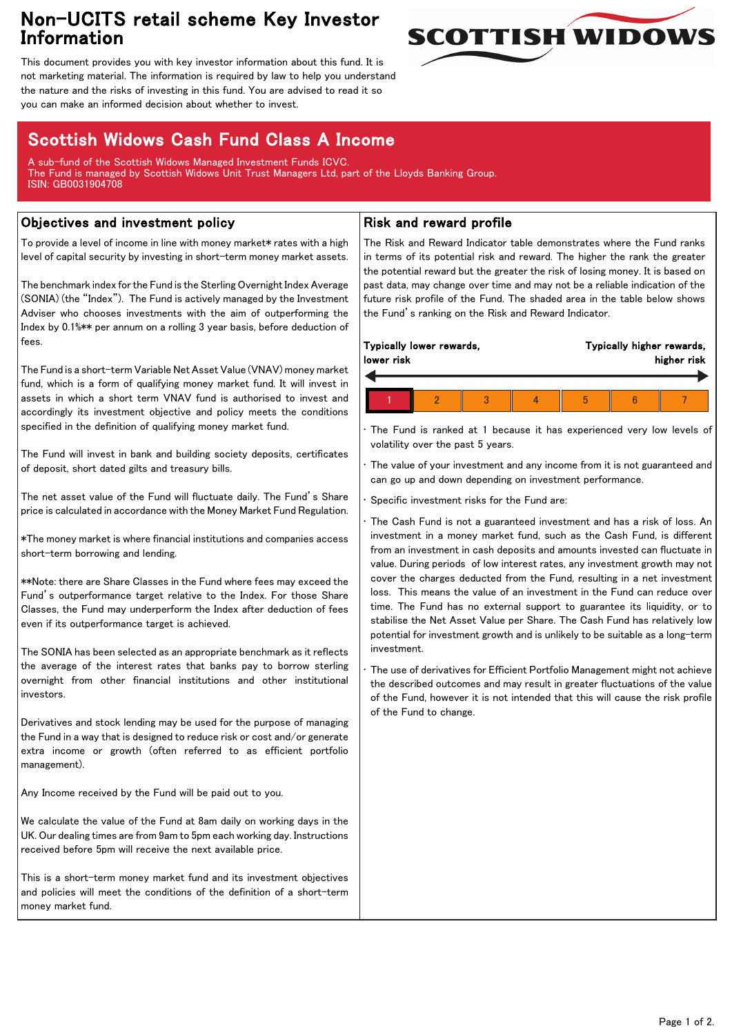# Non-UCITS retail scheme Key Investor Information

This document provides you with key investor information about this fund. It is not marketing material. The information is required by law to help you understand the nature and the risks of investing in this fund. You are advised to read it so you can make an informed decision about whether to invest.

## Scottish Widows Cash Fund Class A Income

A sub-fund of the Scottish Widows Managed Investment Funds ICVC.
The Fund is managed by Scottish Widows Unit Trust Managers Ltd, part of the Lloyds Banking Group.
ISIN: GB0031904708

### Objectives and investment policy

To provide a level of income in line with money market* rates with a high level of capital security by investing in short-term money market assets.

The benchmark index for the Fund is the Sterling Overnight Index Average (SONIA) (the "Index"). The Fund is actively managed by the Investment Adviser who chooses investments with the aim of outperforming the Index by 0.1%** per annum on a rolling 3 year basis, before deduction of fees.

The Fund is a short-term Variable Net Asset Value (VNAV) money market fund, which is a form of qualifying money market fund. It will invest in assets in which a short term VNAV fund is authorised to invest and accordingly its investment objective and policy meets the conditions specified in the definition of qualifying money market fund.

The Fund will invest in bank and building society deposits, certificates of deposit, short dated gilts and treasury bills.

The net asset value of the Fund will fluctuate daily. The Fund's Share price is calculated in accordance with the Money Market Fund Regulation.

*The money market is where financial institutions and companies access short-term borrowing and lending.

**Note: there are Share Classes in the Fund where fees may exceed the Fund's outperformance target relative to the Index. For those Share Classes, the Fund may underperform the Index after deduction of fees even if its outperformance target is achieved.

The SONIA has been selected as an appropriate benchmark as it reflects the average of the interest rates that banks pay to borrow sterling overnight from other financial institutions and other institutional investors.

Derivatives and stock lending may be used for the purpose of managing the Fund in a way that is designed to reduce risk or cost and/or generate extra income or growth (often referred to as efficient portfolio management).

Any Income received by the Fund will be paid out to you.

We calculate the value of the Fund at 8am daily on working days in the UK. Our dealing times are from 9am to 5pm each working day. Instructions received before 5pm will receive the next available price.

This is a short-term money market fund and its investment objectives and policies will meet the conditions of the definition of a short-term money market fund.

### Risk and reward profile

The Risk and Reward Indicator table demonstrates where the Fund ranks in terms of its potential risk and reward. The higher the rank the greater the potential reward but the greater the risk of losing money. It is based on past data, may change over time and may not be a reliable indication of the future risk profile of the Fund. The shaded area in the table below shows the Fund's ranking on the Risk and Reward Indicator.

**Typically lower rewards, lower risk** — **Typically higher rewards, higher risk**

| **1** | 2 | 3 | 4 | 5 | 6 | 7 |
|---|---|---|---|---|---|---|

- The Fund is ranked at 1 because it has experienced very low levels of volatility over the past 5 years.
- The value of your investment and any income from it is not guaranteed and can go up and down depending on investment performance.
- Specific investment risks for the Fund are:
- The Cash Fund is not a guaranteed investment and has a risk of loss. An investment in a money market fund, such as the Cash Fund, is different from an investment in cash deposits and amounts invested can fluctuate in value. During periods of low interest rates, any investment growth may not cover the charges deducted from the Fund, resulting in a net investment loss. This means the value of an investment in the Fund can reduce over time. The Fund has no external support to guarantee its liquidity, or to stabilise the Net Asset Value per Share. The Cash Fund has relatively low potential for investment growth and is unlikely to be suitable as a long-term investment.
- The use of derivatives for Efficient Portfolio Management might not achieve the described outcomes and may result in greater fluctuations of the value of the Fund, however it is not intended that this will cause the risk profile of the Fund to change.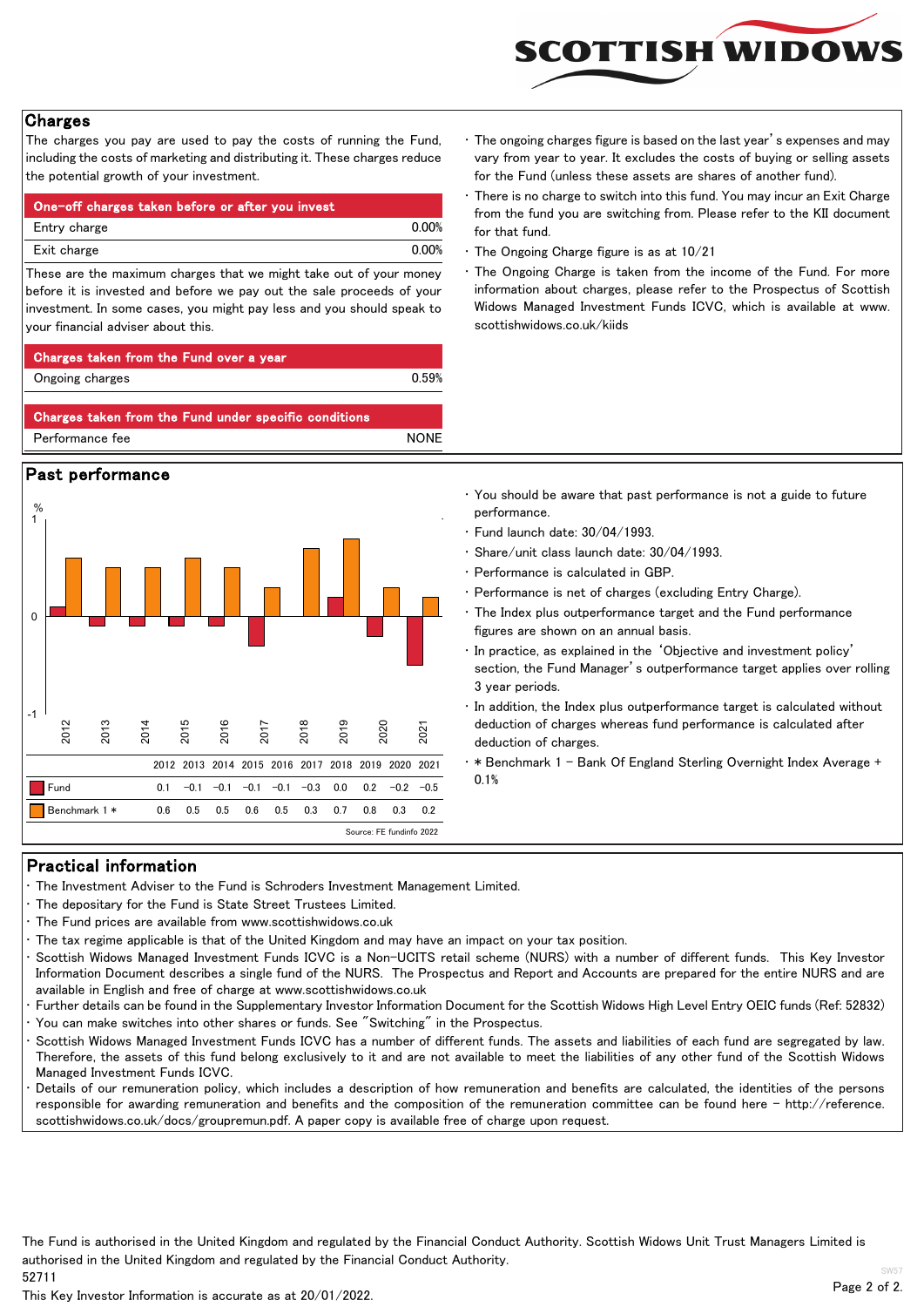## Charges

The charges you pay are used to pay the costs of running the Fund, including the costs of marketing and distributing it. These charges reduce the potential growth of your investment.

| One-off charges taken before or after you invest | |
|---|---|
| Entry charge | 0.00% |
| Exit charge | 0.00% |

These are the maximum charges that we might take out of your money before it is invested and before we pay out the sale proceeds of your investment. In some cases, you might pay less and you should speak to your financial adviser about this.

| Charges taken from the Fund over a year | |
|---|---|
| Ongoing charges | 0.59% |

| Charges taken from the Fund under specific conditions | |
|---|---|
| Performance fee | NONE |

- The ongoing charges figure is based on the last year's expenses and may vary from year to year. It excludes the costs of buying or selling assets for the Fund (unless these assets are shares of another fund).
- There is no charge to switch into this fund. You may incur an Exit Charge from the fund you are switching from. Please refer to the KII document for that fund.
- The Ongoing Charge figure is as at 10/21
- The Ongoing Charge is taken from the income of the Fund. For more information about charges, please refer to the Prospectus of Scottish Widows Managed Investment Funds ICVC, which is available at www.scottishwidows.co.uk/kiids

## Past performance

%
1
0
-1
2012 2013 2014 2015 2016 2017 2018 2019 2020 2021

| | 2012 | 2013 | 2014 | 2015 | 2016 | 2017 | 2018 | 2019 | 2020 | 2021 |
|---|---|---|---|---|---|---|---|---|---|---|
| Fund | 0.1 | -0.1 | -0.1 | -0.1 | -0.1 | -0.3 | 0.0 | 0.2 | -0.2 | -0.5 |
| Benchmark 1 * | 0.6 | 0.5 | 0.5 | 0.6 | 0.5 | 0.3 | 0.7 | 0.8 | 0.3 | 0.2 |

Source: FE fundinfo 2022

- You should be aware that past performance is not a guide to future performance.
- Fund launch date: 30/04/1993.
- Share/unit class launch date: 30/04/1993.
- Performance is calculated in GBP.
- Performance is net of charges (excluding Entry Charge).
- The Index plus outperformance target and the Fund performance figures are shown on an annual basis.
- In practice, as explained in the 'Objective and investment policy' section, the Fund Manager's outperformance target applies over rolling 3 year periods.
- In addition, the Index plus outperformance target is calculated without deduction of charges whereas fund performance is calculated after deduction of charges.
- * Benchmark 1 - Bank Of England Sterling Overnight Index Average + 0.1%

## Practical information

- The Investment Adviser to the Fund is Schroders Investment Management Limited.
- The depositary for the Fund is State Street Trustees Limited.
- The Fund prices are available from www.scottishwidows.co.uk
- The tax regime applicable is that of the United Kingdom and may have an impact on your tax position.
- Scottish Widows Managed Investment Funds ICVC is a Non-UCITS retail scheme (NURS) with a number of different funds. This Key Investor Information Document describes a single fund of the NURS. The Prospectus and Report and Accounts are prepared for the entire NURS and are available in English and free of charge at www.scottishwidows.co.uk
- Further details can be found in the Supplementary Investor Information Document for the Scottish Widows High Level Entry OEIC funds (Ref: 52832)
- You can make switches into other shares or funds. See "Switching" in the Prospectus.
- Scottish Widows Managed Investment Funds ICVC has a number of different funds. The assets and liabilities of each fund are segregated by law. Therefore, the assets of this fund belong exclusively to it and are not available to meet the liabilities of any other fund of the Scottish Widows Managed Investment Funds ICVC.
- Details of our remuneration policy, which includes a description of how remuneration and benefits are calculated, the identities of the persons responsible for awarding remuneration and benefits and the composition of the remuneration committee can be found here - http://reference.scottishwidows.co.uk/docs/grouprem​un.pdf. A paper copy is available free of charge upon request.

The Fund is authorised in the United Kingdom and regulated by the Financial Conduct Authority. Scottish Widows Unit Trust Managers Limited is authorised in the United Kingdom and regulated by the Financial Conduct Authority.
52711
This Key Investor Information is accurate as at 20/01/2022.